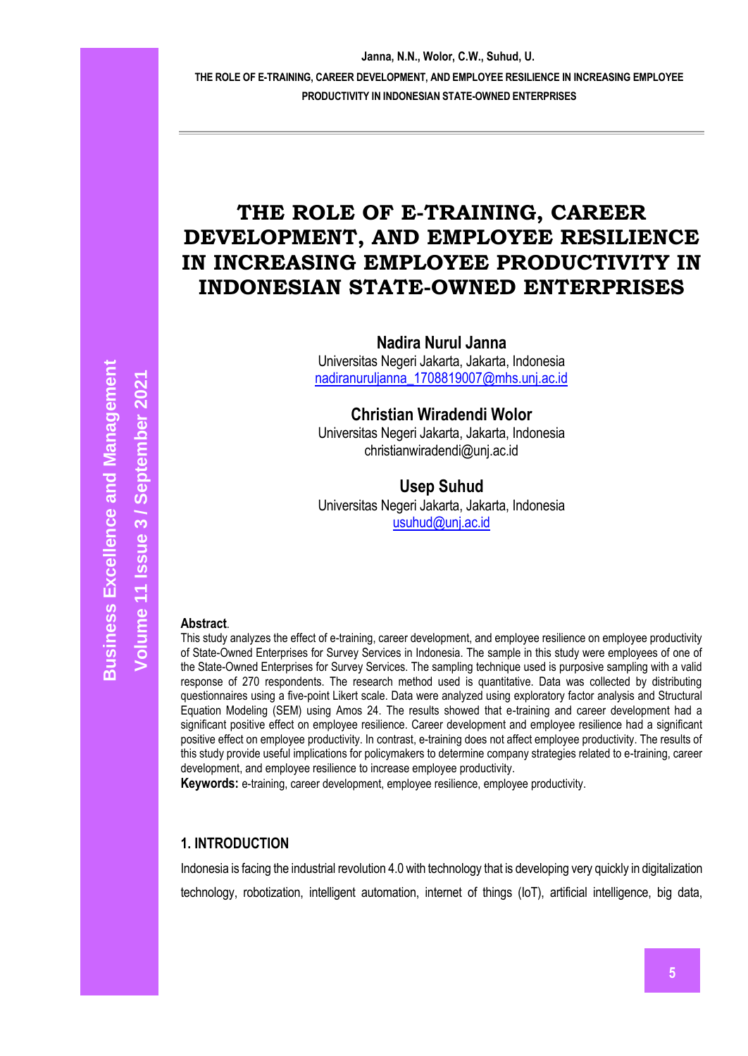# THE ROLE OF E-TRAINING, CAREER DEVELOPMENT, AND EMPLOYEE RESILIENCE IN INCREASING EMPLOYEE PRODUCTIVITY IN INDONESIAN STATE-OWNED ENTERPRISES

**Nadira Nurul Janna**
Universitas Negeri Jakarta, Jakarta, Indonesia
nadiranuruljanna_1708819007@mhs.unj.ac.id

**Christian Wiradendi Wolor**
Universitas Negeri Jakarta, Jakarta, Indonesia
christianwiradendi@unj.ac.id

**Usep Suhud**
Universitas Negeri Jakarta, Jakarta, Indonesia
usuhud@unj.ac.id

**Abstract**.
This study analyzes the effect of e-training, career development, and employee resilience on employee productivity of State-Owned Enterprises for Survey Services in Indonesia. The sample in this study were employees of one of the State-Owned Enterprises for Survey Services. The sampling technique used is purposive sampling with a valid response of 270 respondents. The research method used is quantitative. Data was collected by distributing questionnaires using a five-point Likert scale. Data were analyzed using exploratory factor analysis and Structural Equation Modeling (SEM) using Amos 24. The results showed that e-training and career development had a significant positive effect on employee resilience. Career development and employee resilience had a significant positive effect on employee productivity. In contrast, e-training does not affect employee productivity. The results of this study provide useful implications for policymakers to determine company strategies related to e-training, career development, and employee resilience to increase employee productivity.

**Keywords:** e-training, career development, employee resilience, employee productivity.

## 1. INTRODUCTION

Indonesia is facing the industrial revolution 4.0 with technology that is developing very quickly in digitalization technology, robotization, intelligent automation, internet of things (IoT), artificial intelligence, big data,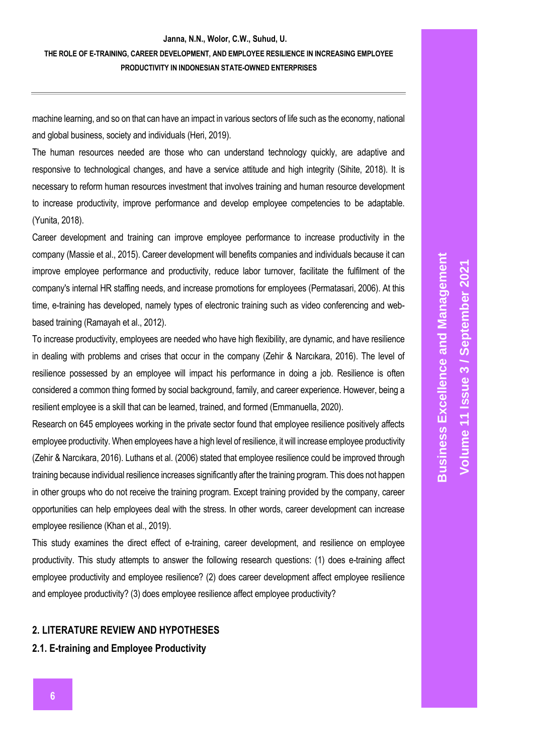machine learning, and so on that can have an impact in various sectors of life such as the economy, national and global business, society and individuals (Heri, 2019).

The human resources needed are those who can understand technology quickly, are adaptive and responsive to technological changes, and have a service attitude and high integrity (Sihite, 2018). It is necessary to reform human resources investment that involves training and human resource development to increase productivity, improve performance and develop employee competencies to be adaptable. (Yunita, 2018).

Career development and training can improve employee performance to increase productivity in the company (Massie et al., 2015). Career development will benefits companies and individuals because it can improve employee performance and productivity, reduce labor turnover, facilitate the fulfilment of the company's internal HR staffing needs, and increase promotions for employees (Permatasari, 2006). At this time, e-training has developed, namely types of electronic training such as video conferencing and web-based training (Ramayah et al., 2012).

To increase productivity, employees are needed who have high flexibility, are dynamic, and have resilience in dealing with problems and crises that occur in the company (Zehir & Narcıkara, 2016). The level of resilience possessed by an employee will impact his performance in doing a job. Resilience is often considered a common thing formed by social background, family, and career experience. However, being a resilient employee is a skill that can be learned, trained, and formed (Emmanuella, 2020).

Research on 645 employees working in the private sector found that employee resilience positively affects employee productivity. When employees have a high level of resilience, it will increase employee productivity (Zehir & Narcıkara, 2016). Luthans et al. (2006) stated that employee resilience could be improved through training because individual resilience increases significantly after the training program. This does not happen in other groups who do not receive the training program. Except training provided by the company, career opportunities can help employees deal with the stress. In other words, career development can increase employee resilience (Khan et al., 2019).

This study examines the direct effect of e-training, career development, and resilience on employee productivity. This study attempts to answer the following research questions: (1) does e-training affect employee productivity and employee resilience? (2) does career development affect employee resilience and employee productivity? (3) does employee resilience affect employee productivity?

## 2. LITERATURE REVIEW AND HYPOTHESES

### 2.1. E-training and Employee Productivity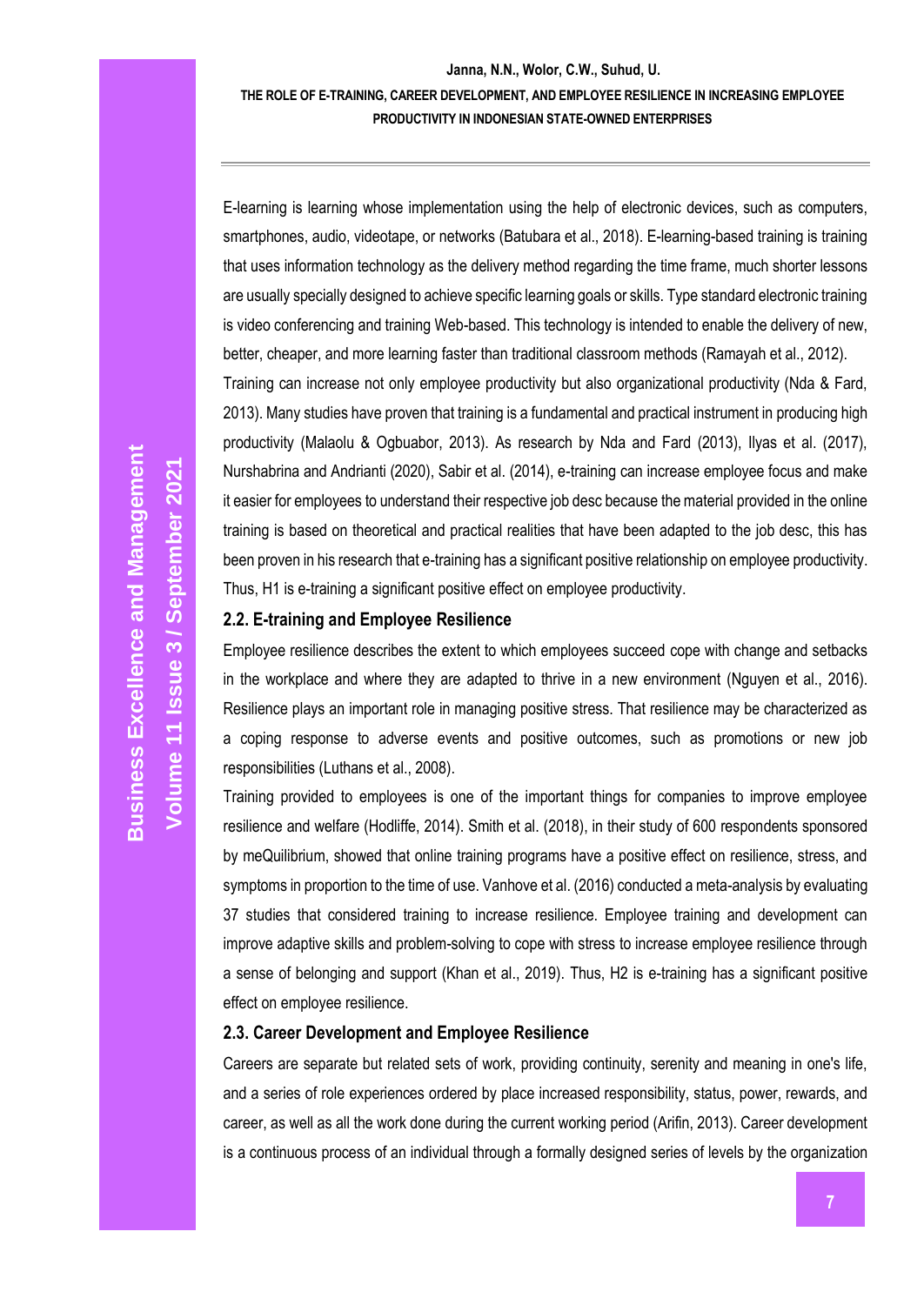E-learning is learning whose implementation using the help of electronic devices, such as computers, smartphones, audio, videotape, or networks (Batubara et al., 2018). E-learning-based training is training that uses information technology as the delivery method regarding the time frame, much shorter lessons are usually specially designed to achieve specific learning goals or skills. Type standard electronic training is video conferencing and training Web-based. This technology is intended to enable the delivery of new, better, cheaper, and more learning faster than traditional classroom methods (Ramayah et al., 2012).

Training can increase not only employee productivity but also organizational productivity (Nda & Fard, 2013). Many studies have proven that training is a fundamental and practical instrument in producing high productivity (Malaolu & Ogbuabor, 2013). As research by Nda and Fard (2013), Ilyas et al. (2017), Nurshabrina and Andrianti (2020), Sabir et al. (2014), e-training can increase employee focus and make it easier for employees to understand their respective job desc because the material provided in the online training is based on theoretical and practical realities that have been adapted to the job desc, this has been proven in his research that e-training has a significant positive relationship on employee productivity. Thus, H1 is e-training a significant positive effect on employee productivity.

### 2.2. E-training and Employee Resilience

Employee resilience describes the extent to which employees succeed cope with change and setbacks in the workplace and where they are adapted to thrive in a new environment (Nguyen et al., 2016). Resilience plays an important role in managing positive stress. That resilience may be characterized as a coping response to adverse events and positive outcomes, such as promotions or new job responsibilities (Luthans et al., 2008).

Training provided to employees is one of the important things for companies to improve employee resilience and welfare (Hodliffe, 2014). Smith et al. (2018), in their study of 600 respondents sponsored by meQuilibrium, showed that online training programs have a positive effect on resilience, stress, and symptoms in proportion to the time of use. Vanhove et al. (2016) conducted a meta-analysis by evaluating 37 studies that considered training to increase resilience. Employee training and development can improve adaptive skills and problem-solving to cope with stress to increase employee resilience through a sense of belonging and support (Khan et al., 2019). Thus, H2 is e-training has a significant positive effect on employee resilience.

### 2.3. Career Development and Employee Resilience

Careers are separate but related sets of work, providing continuity, serenity and meaning in one's life, and a series of role experiences ordered by place increased responsibility, status, power, rewards, and career, as well as all the work done during the current working period (Arifin, 2013). Career development is a continuous process of an individual through a formally designed series of levels by the organization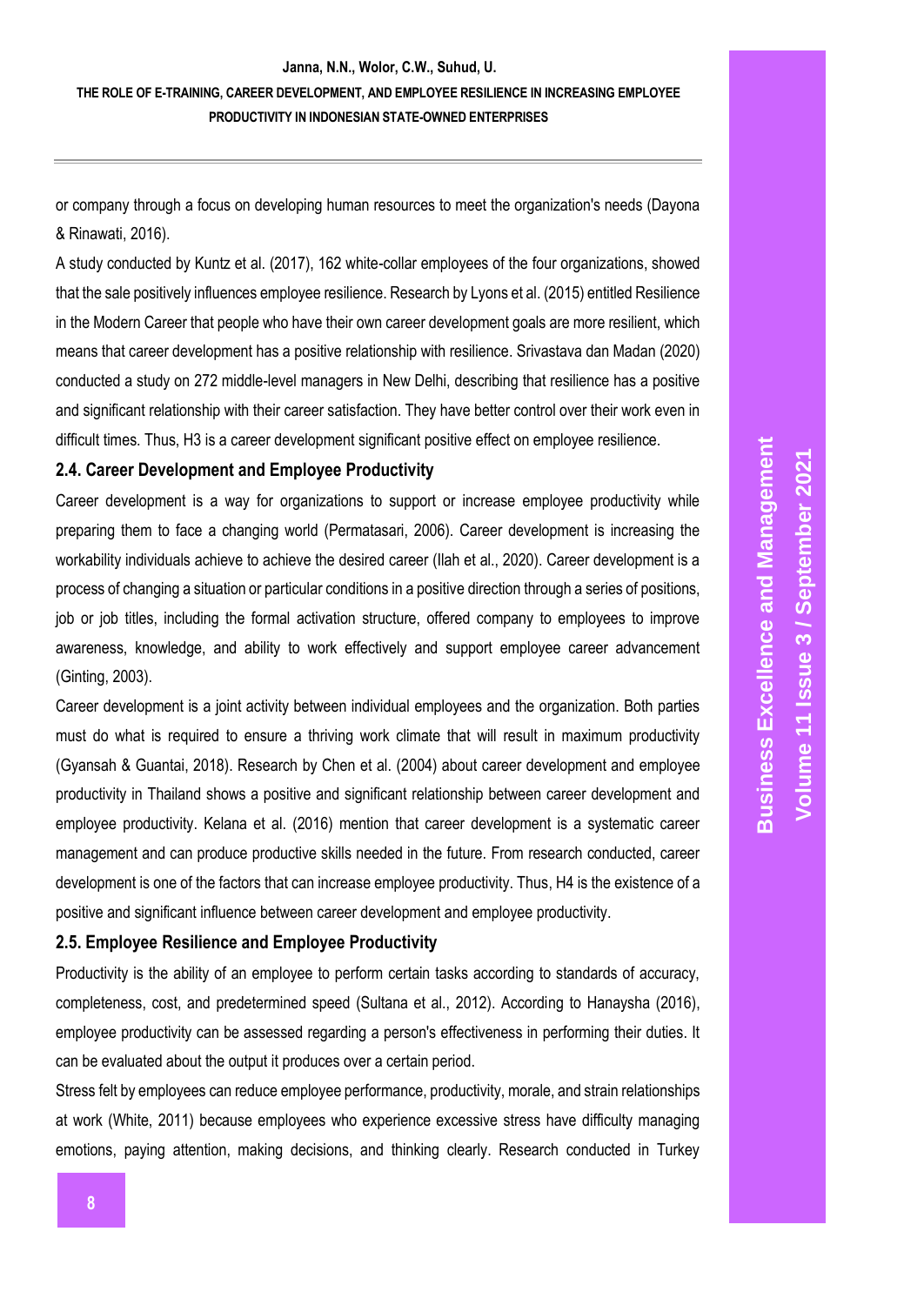or company through a focus on developing human resources to meet the organization's needs (Dayona & Rinawati, 2016).

A study conducted by Kuntz et al. (2017), 162 white-collar employees of the four organizations, showed that the sale positively influences employee resilience. Research by Lyons et al. (2015) entitled Resilience in the Modern Career that people who have their own career development goals are more resilient, which means that career development has a positive relationship with resilience. Srivastava dan Madan (2020) conducted a study on 272 middle-level managers in New Delhi, describing that resilience has a positive and significant relationship with their career satisfaction. They have better control over their work even in difficult times. Thus, H3 is a career development significant positive effect on employee resilience.

### 2.4. Career Development and Employee Productivity

Career development is a way for organizations to support or increase employee productivity while preparing them to face a changing world (Permatasari, 2006). Career development is increasing the workability individuals achieve to achieve the desired career (Ilah et al., 2020). Career development is a process of changing a situation or particular conditions in a positive direction through a series of positions, job or job titles, including the formal activation structure, offered company to employees to improve awareness, knowledge, and ability to work effectively and support employee career advancement (Ginting, 2003).

Career development is a joint activity between individual employees and the organization. Both parties must do what is required to ensure a thriving work climate that will result in maximum productivity (Gyansah & Guantai, 2018). Research by Chen et al. (2004) about career development and employee productivity in Thailand shows a positive and significant relationship between career development and employee productivity. Kelana et al. (2016) mention that career development is a systematic career management and can produce productive skills needed in the future. From research conducted, career development is one of the factors that can increase employee productivity. Thus, H4 is the existence of a positive and significant influence between career development and employee productivity.

### 2.5. Employee Resilience and Employee Productivity

Productivity is the ability of an employee to perform certain tasks according to standards of accuracy, completeness, cost, and predetermined speed (Sultana et al., 2012). According to Hanaysha (2016), employee productivity can be assessed regarding a person's effectiveness in performing their duties. It can be evaluated about the output it produces over a certain period.

Stress felt by employees can reduce employee performance, productivity, morale, and strain relationships at work (White, 2011) because employees who experience excessive stress have difficulty managing emotions, paying attention, making decisions, and thinking clearly. Research conducted in Turkey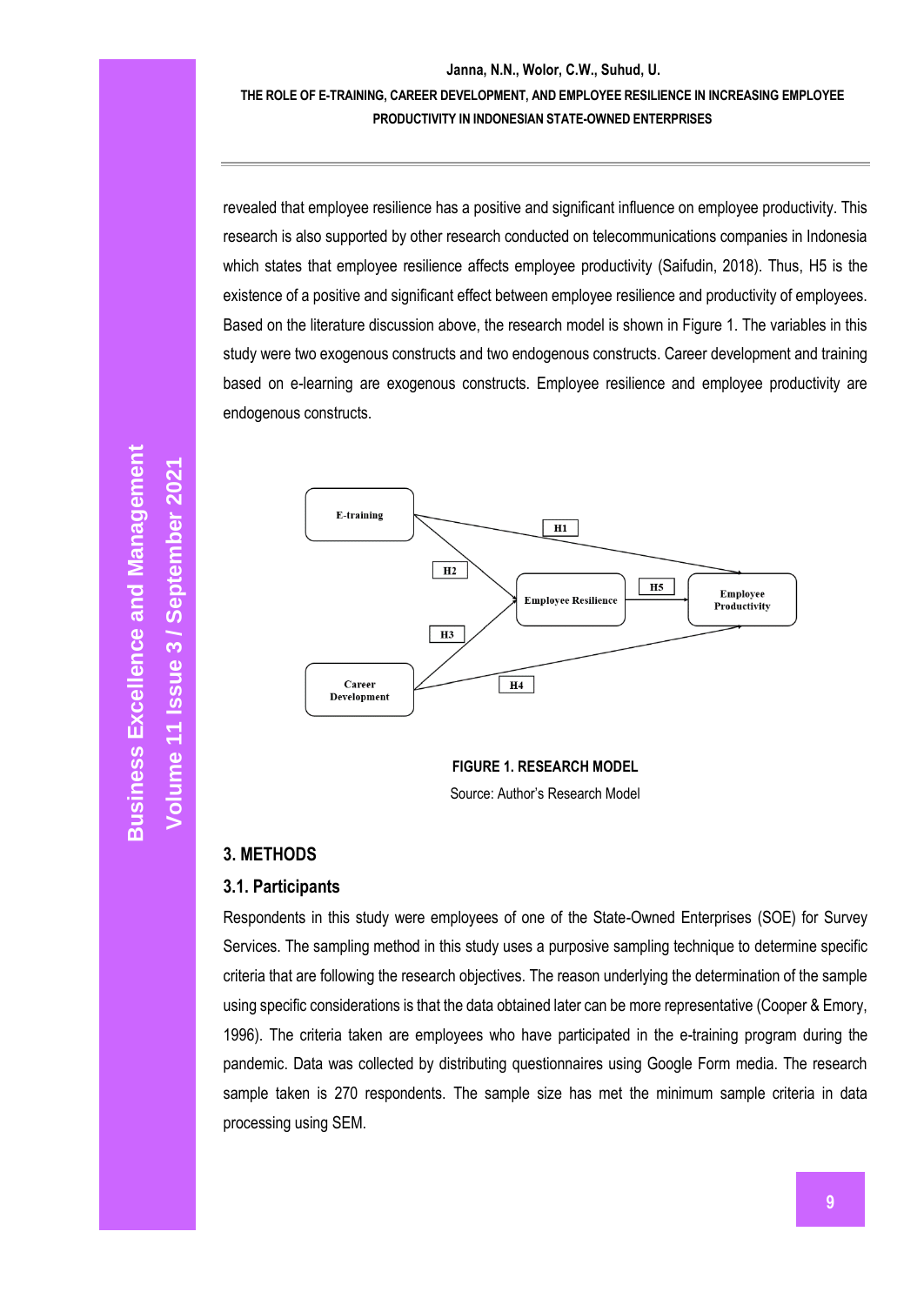revealed that employee resilience has a positive and significant influence on employee productivity. This research is also supported by other research conducted on telecommunications companies in Indonesia which states that employee resilience affects employee productivity (Saifudin, 2018). Thus, H5 is the existence of a positive and significant effect between employee resilience and productivity of employees. Based on the literature discussion above, the research model is shown in Figure 1. The variables in this study were two exogenous constructs and two endogenous constructs. Career development and training based on e-learning are exogenous constructs. Employee resilience and employee productivity are endogenous constructs.

**FIGURE 1. RESEARCH MODEL**

Source: Author's Research Model

## 3. METHODS

### 3.1. Participants

Respondents in this study were employees of one of the State-Owned Enterprises (SOE) for Survey Services. The sampling method in this study uses a purposive sampling technique to determine specific criteria that are following the research objectives. The reason underlying the determination of the sample using specific considerations is that the data obtained later can be more representative (Cooper & Emory, 1996). The criteria taken are employees who have participated in the e-training program during the pandemic. Data was collected by distributing questionnaires using Google Form media. The research sample taken is 270 respondents. The sample size has met the minimum sample criteria in data processing using SEM.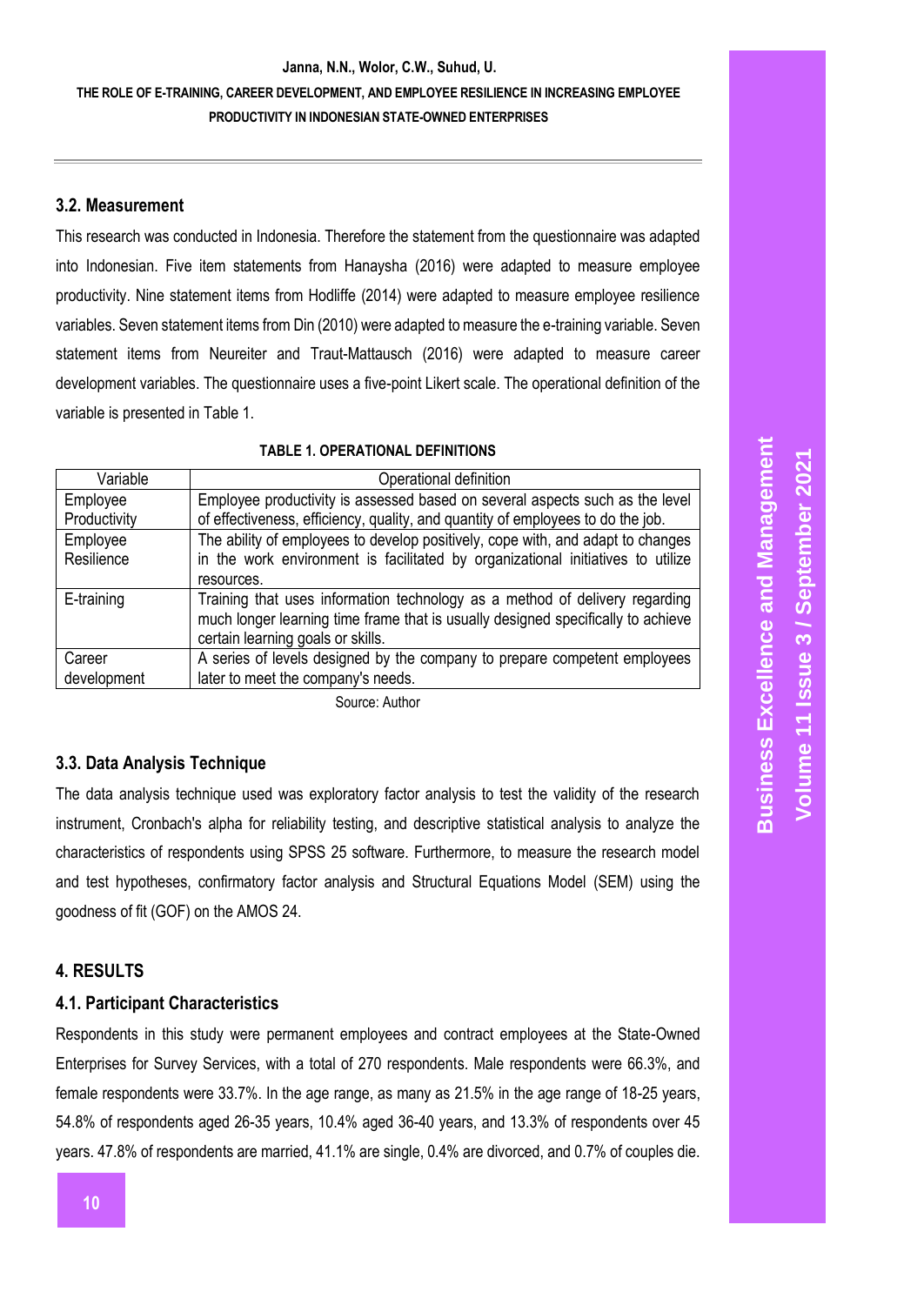### 3.2. Measurement

This research was conducted in Indonesia. Therefore the statement from the questionnaire was adapted into Indonesian. Five item statements from Hanaysha (2016) were adapted to measure employee productivity. Nine statement items from Hodliffe (2014) were adapted to measure employee resilience variables. Seven statement items from Din (2010) were adapted to measure the e-training variable. Seven statement items from Neureiter and Traut-Mattausch (2016) were adapted to measure career development variables. The questionnaire uses a five-point Likert scale. The operational definition of the variable is presented in Table 1.

**TABLE 1. OPERATIONAL DEFINITIONS**

| Variable | Operational definition |
| --- | --- |
| Employee Productivity | Employee productivity is assessed based on several aspects such as the level of effectiveness, efficiency, quality, and quantity of employees to do the job. |
| Employee Resilience | The ability of employees to develop positively, cope with, and adapt to changes in the work environment is facilitated by organizational initiatives to utilize resources. |
| E-training | Training that uses information technology as a method of delivery regarding much longer learning time frame that is usually designed specifically to achieve certain learning goals or skills. |
| Career development | A series of levels designed by the company to prepare competent employees later to meet the company's needs. |

Source: Author

### 3.3. Data Analysis Technique

The data analysis technique used was exploratory factor analysis to test the validity of the research instrument, Cronbach's alpha for reliability testing, and descriptive statistical analysis to analyze the characteristics of respondents using SPSS 25 software. Furthermore, to measure the research model and test hypotheses, confirmatory factor analysis and Structural Equations Model (SEM) using the goodness of fit (GOF) on the AMOS 24.

## 4. RESULTS

### 4.1. Participant Characteristics

Respondents in this study were permanent employees and contract employees at the State-Owned Enterprises for Survey Services, with a total of 270 respondents. Male respondents were 66.3%, and female respondents were 33.7%. In the age range, as many as 21.5% in the age range of 18-25 years, 54.8% of respondents aged 26-35 years, 10.4% aged 36-40 years, and 13.3% of respondents over 45 years. 47.8% of respondents are married, 41.1% are single, 0.4% are divorced, and 0.7% of couples die.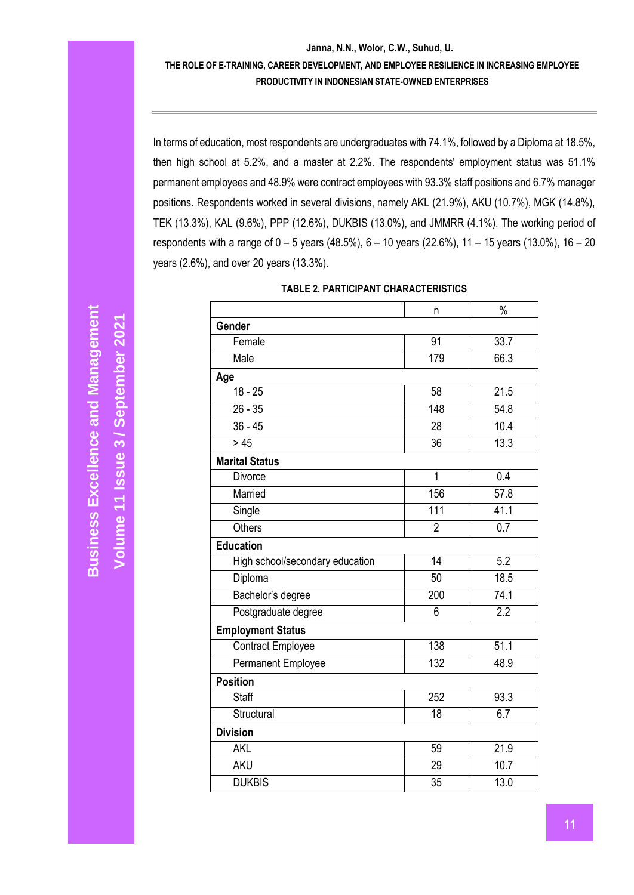In terms of education, most respondents are undergraduates with 74.1%, followed by a Diploma at 18.5%, then high school at 5.2%, and a master at 2.2%. The respondents' employment status was 51.1% permanent employees and 48.9% were contract employees with 93.3% staff positions and 6.7% manager positions. Respondents worked in several divisions, namely AKL (21.9%), AKU (10.7%), MGK (14.8%), TEK (13.3%), KAL (9.6%), PPP (12.6%), DUKBIS (13.0%), and JMMRR (4.1%). The working period of respondents with a range of 0 – 5 years (48.5%), 6 – 10 years (22.6%), 11 – 15 years (13.0%), 16 – 20 years (2.6%), and over 20 years (13.3%).

**TABLE 2. PARTICIPANT CHARACTERISTICS**

| | n | % |
|---|---|---|
| **Gender** | | |
| Female | 91 | 33.7 |
| Male | 179 | 66.3 |
| **Age** | | |
| 18 - 25 | 58 | 21.5 |
| 26 - 35 | 148 | 54.8 |
| 36 - 45 | 28 | 10.4 |
| > 45 | 36 | 13.3 |
| **Marital Status** | | |
| Divorce | 1 | 0.4 |
| Married | 156 | 57.8 |
| Single | 111 | 41.1 |
| Others | 2 | 0.7 |
| **Education** | | |
| High school/secondary education | 14 | 5.2 |
| Diploma | 50 | 18.5 |
| Bachelor's degree | 200 | 74.1 |
| Postgraduate degree | 6 | 2.2 |
| **Employment Status** | | |
| Contract Employee | 138 | 51.1 |
| Permanent Employee | 132 | 48.9 |
| **Position** | | |
| Staff | 252 | 93.3 |
| Structural | 18 | 6.7 |
| **Division** | | |
| AKL | 59 | 21.9 |
| AKU | 29 | 10.7 |
| DUKBIS | 35 | 13.0 |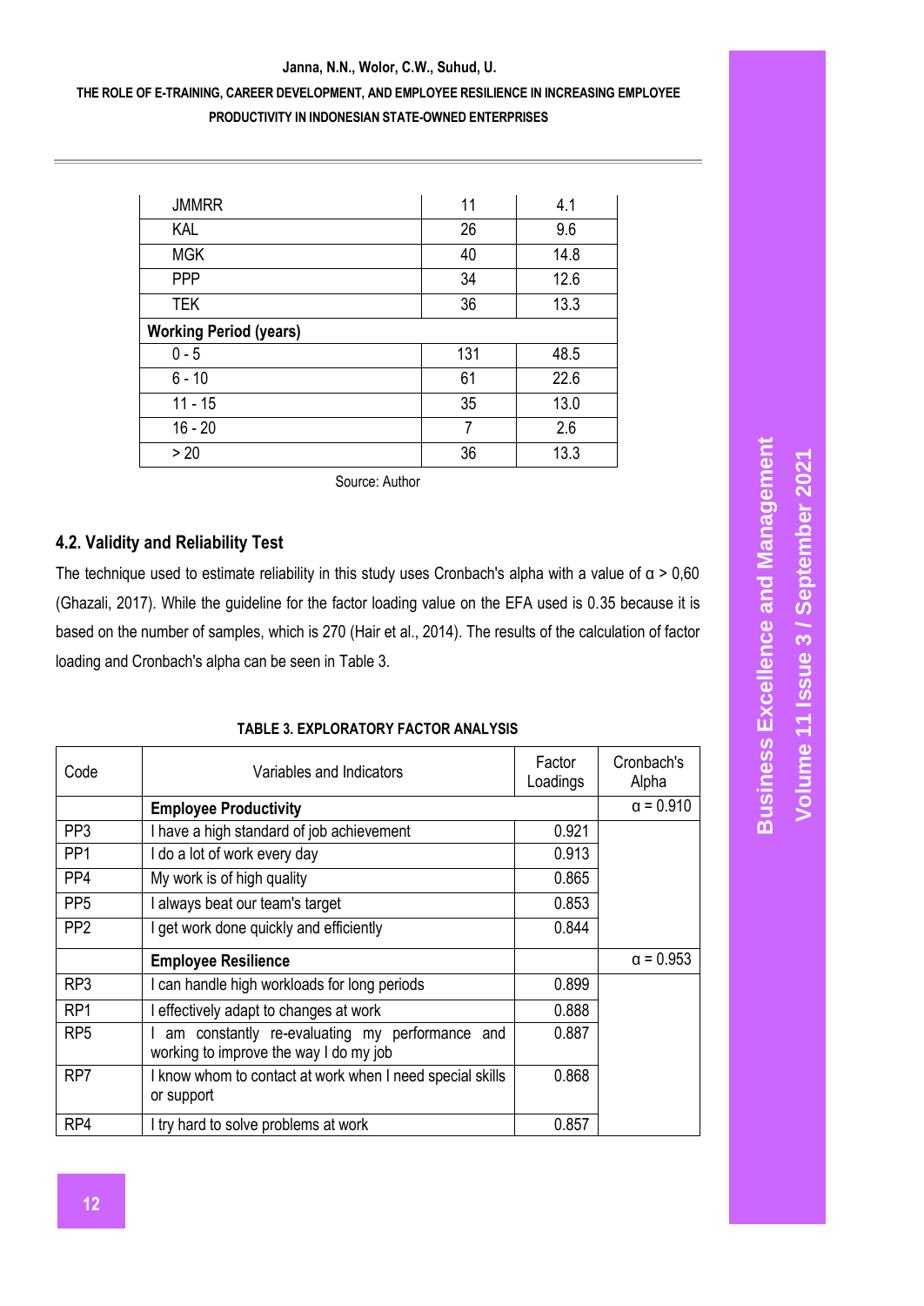| | | |
|---|---|---|
| JMMRR | 11 | 4.1 |
| KAL | 26 | 9.6 |
| MGK | 40 | 14.8 |
| PPP | 34 | 12.6 |
| TEK | 36 | 13.3 |
| **Working Period (years)** | | |
| 0 - 5 | 131 | 48.5 |
| 6 - 10 | 61 | 22.6 |
| 11 - 15 | 35 | 13.0 |
| 16 - 20 | 7 | 2.6 |
| > 20 | 36 | 13.3 |

Source: Author

## 4.2. Validity and Reliability Test

The technique used to estimate reliability in this study uses Cronbach's alpha with a value of $\alpha > 0,60$ (Ghazali, 2017). While the guideline for the factor loading value on the EFA used is 0.35 because it is based on the number of samples, which is 270 (Hair et al., 2014). The results of the calculation of factor loading and Cronbach's alpha can be seen in Table 3.

**TABLE 3. EXPLORATORY FACTOR ANALYSIS**

| Code | Variables and Indicators | Factor Loadings | Cronbach's Alpha |
|---|---|---|---|
| | **Employee Productivity** | | $\alpha = 0.910$ |
| PP3 | I have a high standard of job achievement | 0.921 | |
| PP1 | I do a lot of work every day | 0.913 | |
| PP4 | My work is of high quality | 0.865 | |
| PP5 | I always beat our team's target | 0.853 | |
| PP2 | I get work done quickly and efficiently | 0.844 | |
| | **Employee Resilience** | | $\alpha = 0.953$ |
| RP3 | I can handle high workloads for long periods | 0.899 | |
| RP1 | I effectively adapt to changes at work | 0.888 | |
| RP5 | I am constantly re-evaluating my performance and working to improve the way I do my job | 0.887 | |
| RP7 | I know whom to contact at work when I need special skills or support | 0.868 | |
| RP4 | I try hard to solve problems at work | 0.857 | |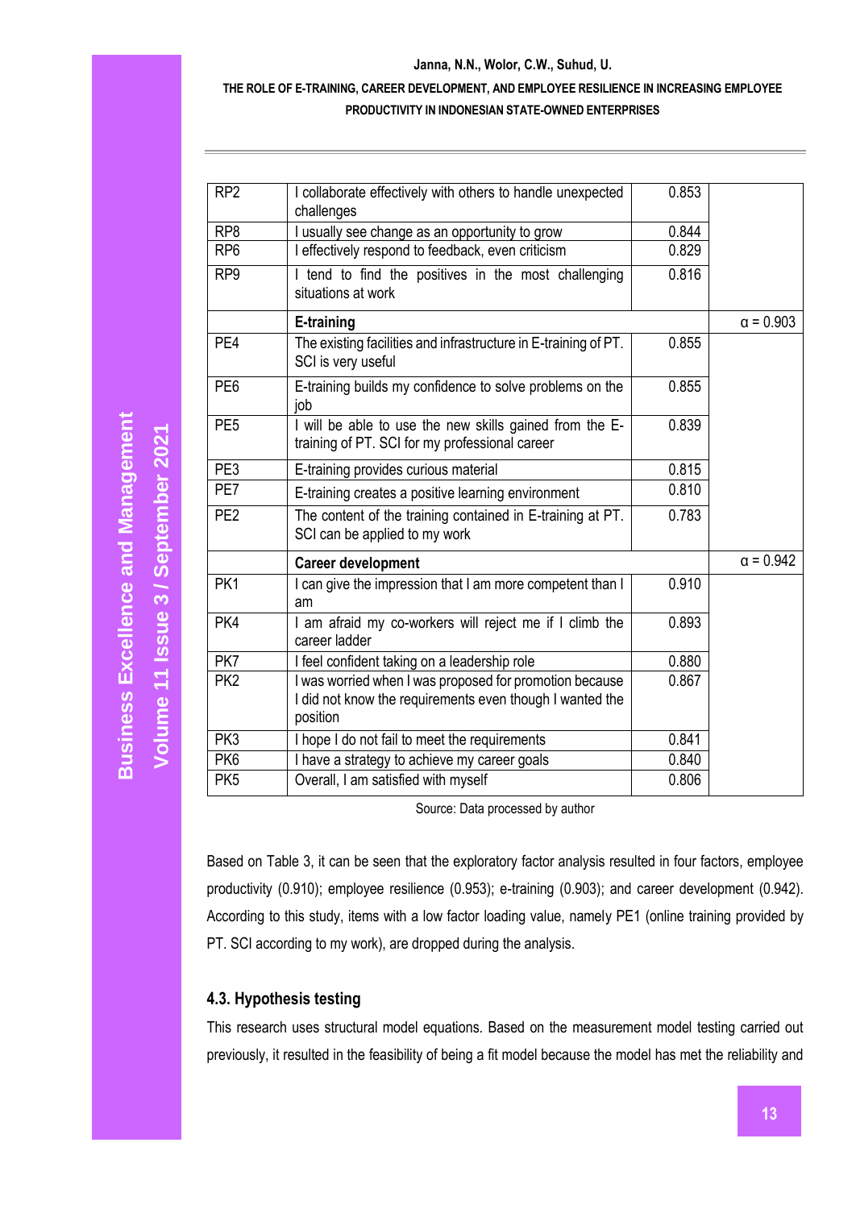| | | | |
|---|---|---|---|
| RP2 | I collaborate effectively with others to handle unexpected challenges | 0.853 | |
| RP8 | I usually see change as an opportunity to grow | 0.844 | |
| RP6 | I effectively respond to feedback, even criticism | 0.829 | |
| RP9 | I tend to find the positives in the most challenging situations at work | 0.816 | |
| | **E-training** | | α = 0.903 |
| PE4 | The existing facilities and infrastructure in E-training of PT. SCI is very useful | 0.855 | |
| PE6 | E-training builds my confidence to solve problems on the job | 0.855 | |
| PE5 | I will be able to use the new skills gained from the E-training of PT. SCI for my professional career | 0.839 | |
| PE3 | E-training provides curious material | 0.815 | |
| PE7 | E-training creates a positive learning environment | 0.810 | |
| PE2 | The content of the training contained in E-training at PT. SCI can be applied to my work | 0.783 | |
| | **Career development** | | α = 0.942 |
| PK1 | I can give the impression that I am more competent than I am | 0.910 | |
| PK4 | I am afraid my co-workers will reject me if I climb the career ladder | 0.893 | |
| PK7 | I feel confident taking on a leadership role | 0.880 | |
| PK2 | I was worried when I was proposed for promotion because I did not know the requirements even though I wanted the position | 0.867 | |
| PK3 | I hope I do not fail to meet the requirements | 0.841 | |
| PK6 | I have a strategy to achieve my career goals | 0.840 | |
| PK5 | Overall, I am satisfied with myself | 0.806 | |

Source: Data processed by author

Based on Table 3, it can be seen that the exploratory factor analysis resulted in four factors, employee productivity (0.910); employee resilience (0.953); e-training (0.903); and career development (0.942). According to this study, items with a low factor loading value, namely PE1 (online training provided by PT. SCI according to my work), are dropped during the analysis.

### 4.3. Hypothesis testing

This research uses structural model equations. Based on the measurement model testing carried out previously, it resulted in the feasibility of being a fit model because the model has met the reliability and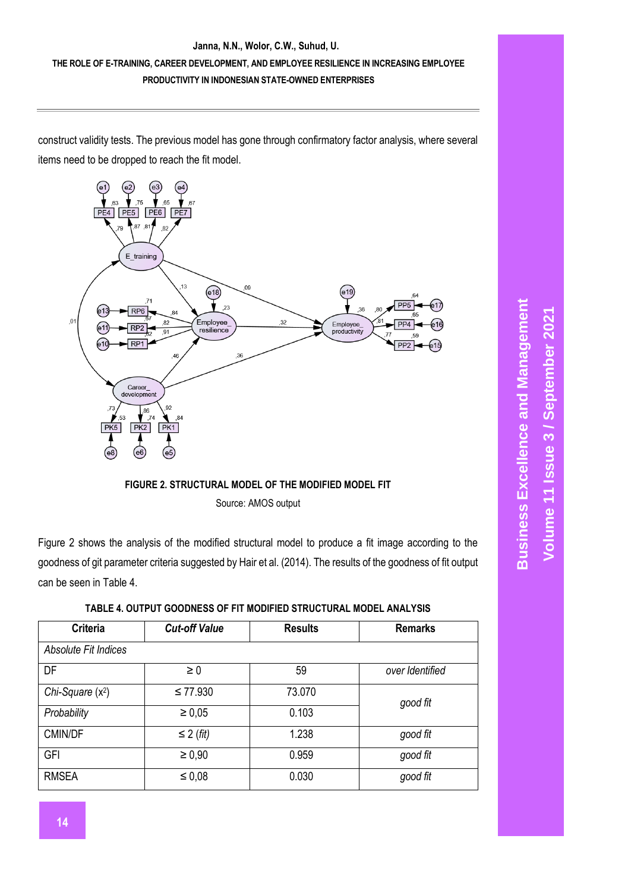construct validity tests. The previous model has gone through confirmatory factor analysis, where several items need to be dropped to reach the fit model.

**FIGURE 2. STRUCTURAL MODEL OF THE MODIFIED MODEL FIT**

Source: AMOS output

Figure 2 shows the analysis of the modified structural model to produce a fit image according to the goodness of git parameter criteria suggested by Hair et al. (2014). The results of the goodness of fit output can be seen in Table 4.

**TABLE 4. OUTPUT GOODNESS OF FIT MODIFIED STRUCTURAL MODEL ANALYSIS**

| Criteria | *Cut-off Value* | Results | Remarks |
|---|---|---|---|
| *Absolute Fit Indices* | | | |
| DF | ≥ 0 | 59 | *over Identified* |
| *Chi-Square* ($x^2$) | ≤ 77.930 | 73.070 | *good fit* |
| *Probability* | ≥ 0,05 | 0.103 | |
| CMIN/DF | ≤ 2 (*fit*) | 1.238 | *good fit* |
| GFI | ≥ 0,90 | 0.959 | *good fit* |
| RMSEA | ≤ 0,08 | 0.030 | *good fit* |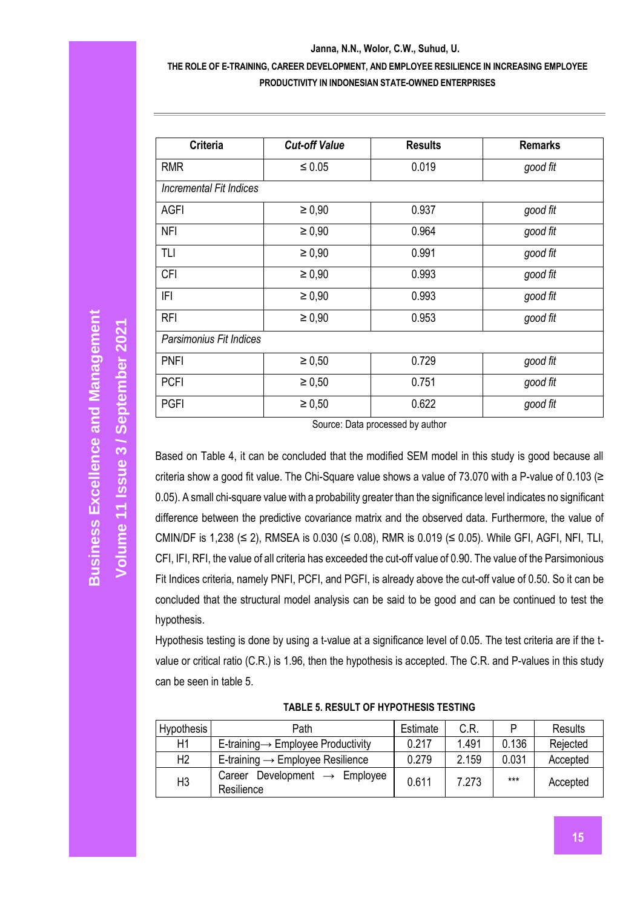| Criteria | *Cut-off Value* | Results | Remarks |
|---|---|---|---|
| RMR | ≤ 0.05 | 0.019 | *good fit* |
| *Incremental Fit Indices* | | | |
| AGFI | ≥ 0,90 | 0.937 | *good fit* |
| NFI | ≥ 0,90 | 0.964 | *good fit* |
| TLI | ≥ 0,90 | 0.991 | *good fit* |
| CFI | ≥ 0,90 | 0.993 | *good fit* |
| IFI | ≥ 0,90 | 0.993 | *good fit* |
| RFI | ≥ 0,90 | 0.953 | *good fit* |
| *Parsimonius Fit Indices* | | | |
| PNFI | ≥ 0,50 | 0.729 | *good fit* |
| PCFI | ≥ 0,50 | 0.751 | *good fit* |
| PGFI | ≥ 0,50 | 0.622 | *good fit* |

Source: Data processed by author

Based on Table 4, it can be concluded that the modified SEM model in this study is good because all criteria show a good fit value. The Chi-Square value shows a value of 73.070 with a P-value of 0.103 (≥ 0.05). A small chi-square value with a probability greater than the significance level indicates no significant difference between the predictive covariance matrix and the observed data. Furthermore, the value of CMIN/DF is 1,238 (≤ 2), RMSEA is 0.030 (≤ 0.08), RMR is 0.019 (≤ 0.05). While GFI, AGFI, NFI, TLI, CFI, IFI, RFI, the value of all criteria has exceeded the cut-off value of 0.90. The value of the Parsimonious Fit Indices criteria, namely PNFI, PCFI, and PGFI, is already above the cut-off value of 0.50. So it can be concluded that the structural model analysis can be said to be good and can be continued to test the hypothesis.

Hypothesis testing is done by using a t-value at a significance level of 0.05. The test criteria are if the t-value or critical ratio (C.R.) is 1.96, then the hypothesis is accepted. The C.R. and P-values in this study can be seen in table 5.

**TABLE 5. RESULT OF HYPOTHESIS TESTING**

| Hypothesis | Path | Estimate | C.R. | P | Results |
|---|---|---|---|---|---|
| H1 | E-training→ Employee Productivity | 0.217 | 1.491 | 0.136 | Rejected |
| H2 | E-training → Employee Resilience | 0.279 | 2.159 | 0.031 | Accepted |
| H3 | Career Development → Employee Resilience | 0.611 | 7.273 | *** | Accepted |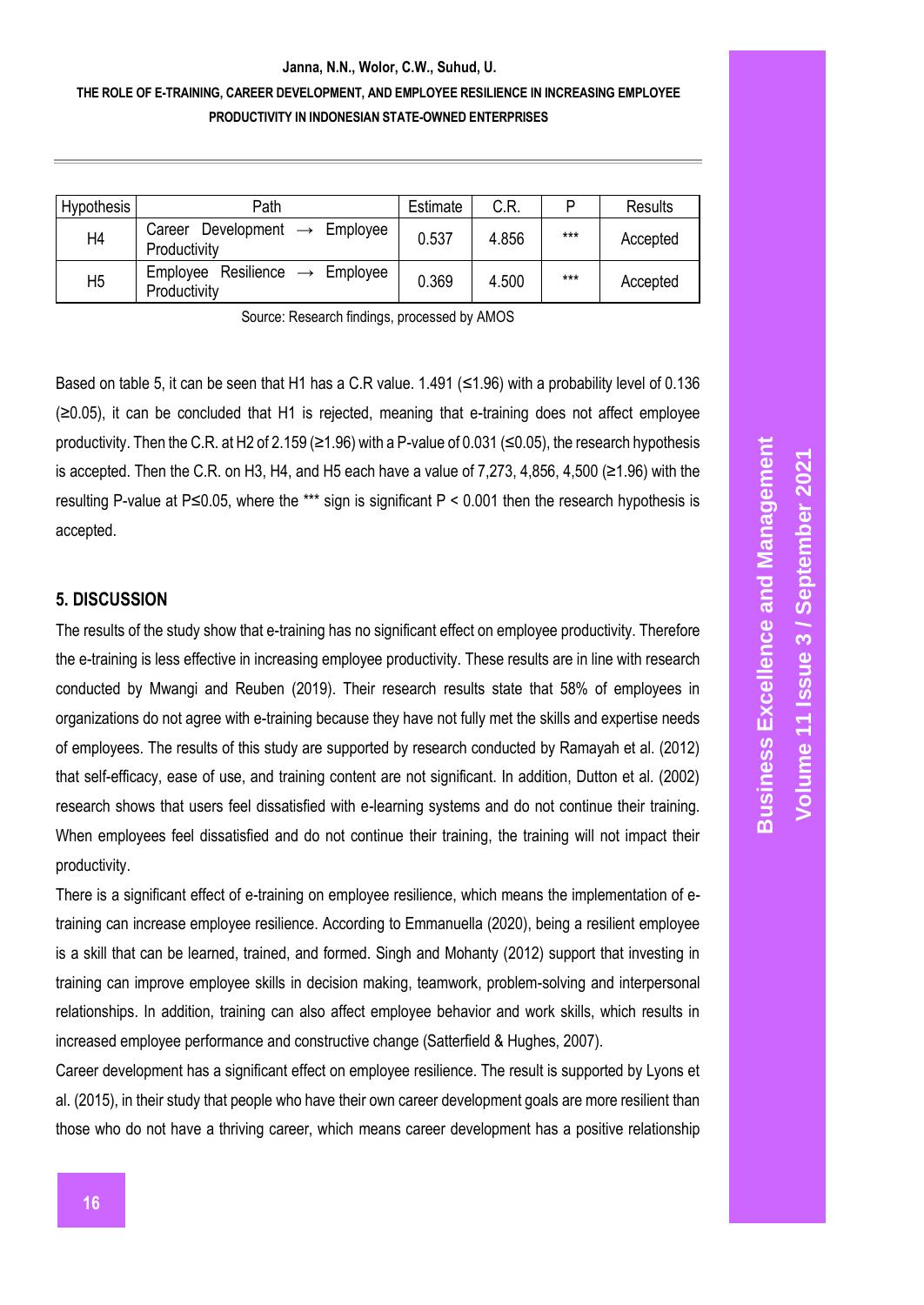| Hypothesis | Path | Estimate | C.R. | P | Results |
|---|---|---|---|---|---|
| H4 | Career Development → Employee Productivity | 0.537 | 4.856 | *** | Accepted |
| H5 | Employee Resilience → Employee Productivity | 0.369 | 4.500 | *** | Accepted |

Source: Research findings, processed by AMOS

Based on table 5, it can be seen that H1 has a C.R value. 1.491 (≤1.96) with a probability level of 0.136 (≥0.05), it can be concluded that H1 is rejected, meaning that e-training does not affect employee productivity. Then the C.R. at H2 of 2.159 (≥1.96) with a P-value of 0.031 (≤0.05), the research hypothesis is accepted. Then the C.R. on H3, H4, and H5 each have a value of 7,273, 4,856, 4,500 (≥1.96) with the resulting P-value at P≤0.05, where the *** sign is significant P < 0.001 then the research hypothesis is accepted.

## 5. DISCUSSION

The results of the study show that e-training has no significant effect on employee productivity. Therefore the e-training is less effective in increasing employee productivity. These results are in line with research conducted by Mwangi and Reuben (2019). Their research results state that 58% of employees in organizations do not agree with e-training because they have not fully met the skills and expertise needs of employees. The results of this study are supported by research conducted by Ramayah et al. (2012) that self-efficacy, ease of use, and training content are not significant. In addition, Dutton et al. (2002) research shows that users feel dissatisfied with e-learning systems and do not continue their training. When employees feel dissatisfied and do not continue their training, the training will not impact their productivity.

There is a significant effect of e-training on employee resilience, which means the implementation of e-training can increase employee resilience. According to Emmanuella (2020), being a resilient employee is a skill that can be learned, trained, and formed. Singh and Mohanty (2012) support that investing in training can improve employee skills in decision making, teamwork, problem-solving and interpersonal relationships. In addition, training can also affect employee behavior and work skills, which results in increased employee performance and constructive change (Satterfield & Hughes, 2007).

Career development has a significant effect on employee resilience. The result is supported by Lyons et al. (2015), in their study that people who have their own career development goals are more resilient than those who do not have a thriving career, which means career development has a positive relationship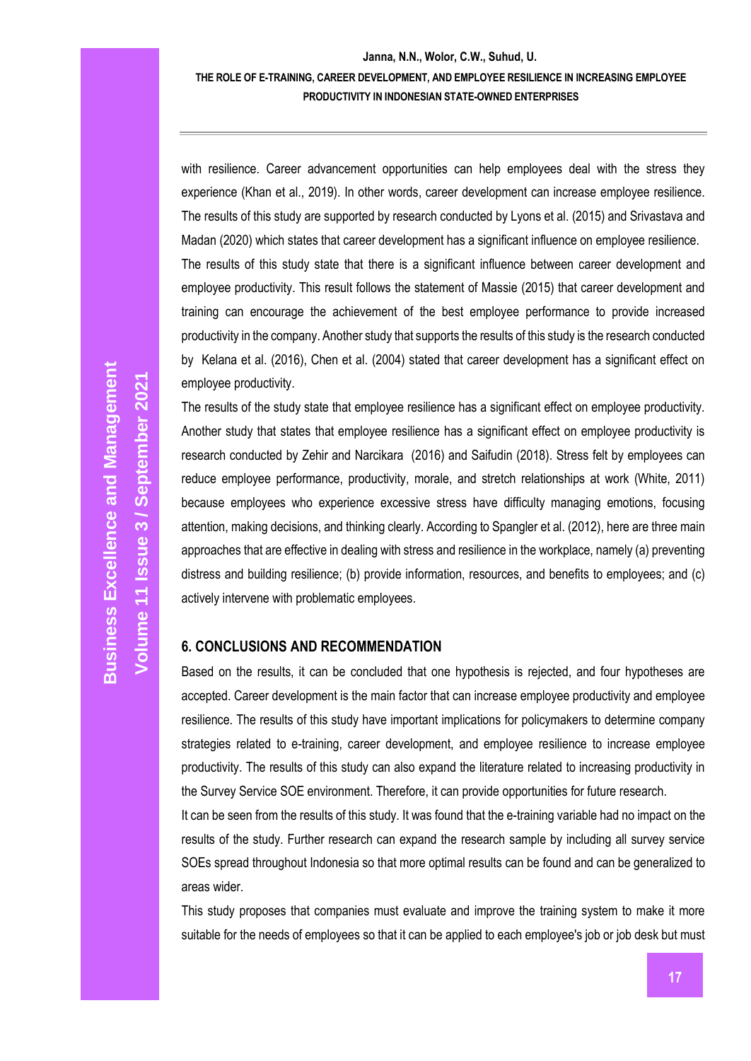with resilience. Career advancement opportunities can help employees deal with the stress they experience (Khan et al., 2019). In other words, career development can increase employee resilience. The results of this study are supported by research conducted by Lyons et al. (2015) and Srivastava and Madan (2020) which states that career development has a significant influence on employee resilience.

The results of this study state that there is a significant influence between career development and employee productivity. This result follows the statement of Massie (2015) that career development and training can encourage the achievement of the best employee performance to provide increased productivity in the company. Another study that supports the results of this study is the research conducted by Kelana et al. (2016), Chen et al. (2004) stated that career development has a significant effect on employee productivity.

The results of the study state that employee resilience has a significant effect on employee productivity. Another study that states that employee resilience has a significant effect on employee productivity is research conducted by Zehir and Narcikara (2016) and Saifudin (2018). Stress felt by employees can reduce employee performance, productivity, morale, and stretch relationships at work (White, 2011) because employees who experience excessive stress have difficulty managing emotions, focusing attention, making decisions, and thinking clearly. According to Spangler et al. (2012), here are three main approaches that are effective in dealing with stress and resilience in the workplace, namely (a) preventing distress and building resilience; (b) provide information, resources, and benefits to employees; and (c) actively intervene with problematic employees.

## 6. CONCLUSIONS AND RECOMMENDATION

Based on the results, it can be concluded that one hypothesis is rejected, and four hypotheses are accepted. Career development is the main factor that can increase employee productivity and employee resilience. The results of this study have important implications for policymakers to determine company strategies related to e-training, career development, and employee resilience to increase employee productivity. The results of this study can also expand the literature related to increasing productivity in the Survey Service SOE environment. Therefore, it can provide opportunities for future research.

It can be seen from the results of this study. It was found that the e-training variable had no impact on the results of the study. Further research can expand the research sample by including all survey service SOEs spread throughout Indonesia so that more optimal results can be found and can be generalized to areas wider.

This study proposes that companies must evaluate and improve the training system to make it more suitable for the needs of employees so that it can be applied to each employee's job or job desk but must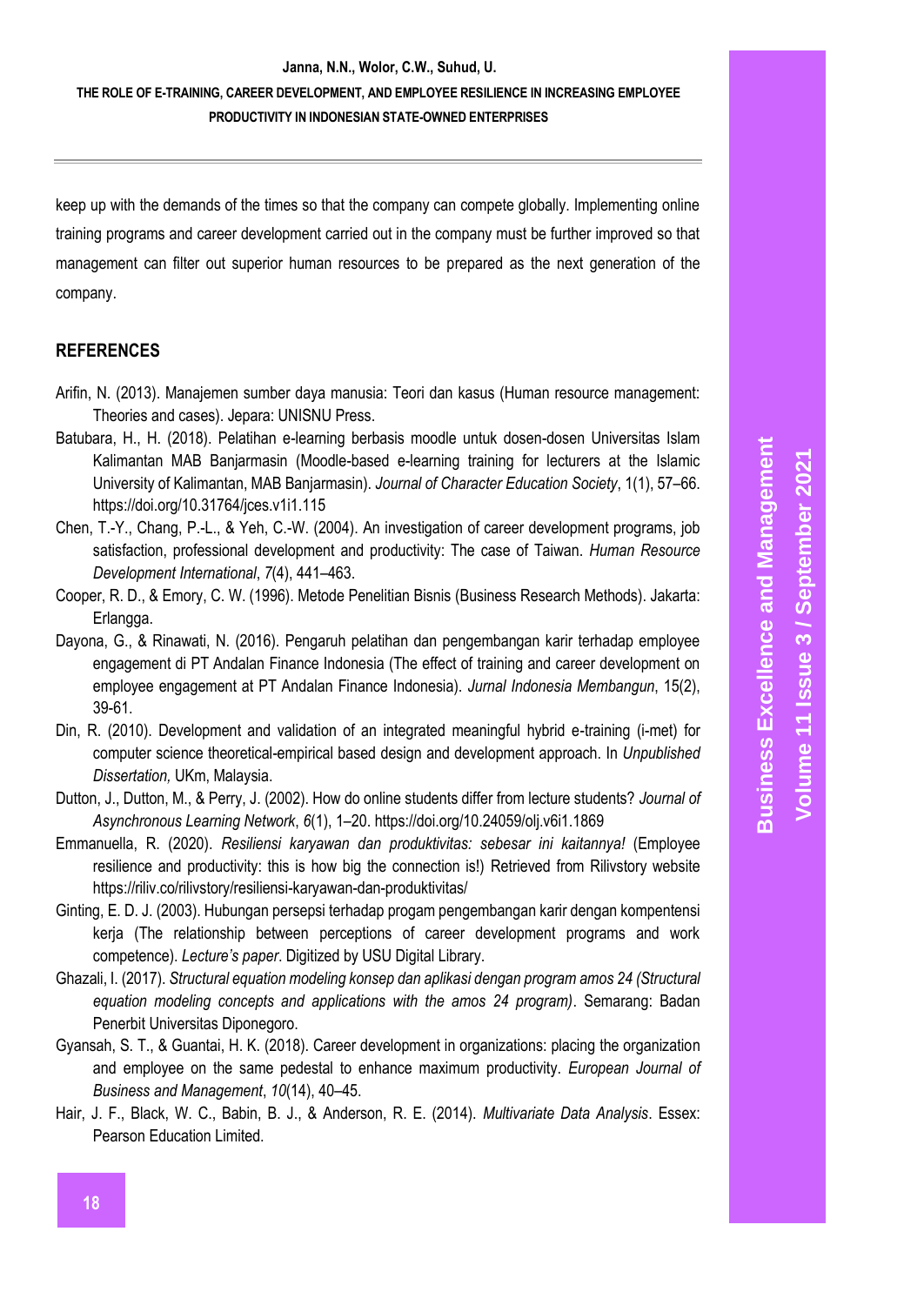keep up with the demands of the times so that the company can compete globally. Implementing online training programs and career development carried out in the company must be further improved so that management can filter out superior human resources to be prepared as the next generation of the company.

## REFERENCES

Arifin, N. (2013). Manajemen sumber daya manusia: Teori dan kasus (Human resource management: Theories and cases). Jepara: UNISNU Press.

Batubara, H., H. (2018). Pelatihan e-learning berbasis moodle untuk dosen-dosen Universitas Islam Kalimantan MAB Banjarmasin (Moodle-based e-learning training for lecturers at the Islamic University of Kalimantan, MAB Banjarmasin). *Journal of Character Education Society*, 1(1), 57–66. https://doi.org/10.31764/jces.v1i1.115

Chen, T.-Y., Chang, P.-L., & Yeh, C.-W. (2004). An investigation of career development programs, job satisfaction, professional development and productivity: The case of Taiwan. *Human Resource Development International*, *7*(4), 441–463.

Cooper, R. D., & Emory, C. W. (1996). Metode Penelitian Bisnis (Business Research Methods). Jakarta: Erlangga.

Dayona, G., & Rinawati, N. (2016). Pengaruh pelatihan dan pengembangan karir terhadap employee engagement di PT Andalan Finance Indonesia (The effect of training and career development on employee engagement at PT Andalan Finance Indonesia). *Jurnal Indonesia Membangun*, 15(2), 39-61.

Din, R. (2010). Development and validation of an integrated meaningful hybrid e-training (i-met) for computer science theoretical-empirical based design and development approach. In *Unpublished Dissertation,* UKm, Malaysia.

Dutton, J., Dutton, M., & Perry, J. (2002). How do online students differ from lecture students? *Journal of Asynchronous Learning Network*, *6*(1), 1–20. https://doi.org/10.24059/olj.v6i1.1869

Emmanuella, R. (2020). *Resiliensi karyawan dan produktivitas: sebesar ini kaitannya!* (Employee resilience and productivity: this is how big the connection is!) Retrieved from Rilivstory website https://riliv.co/rilivstory/resiliensi-karyawan-dan-produktivitas/

Ginting, E. D. J. (2003). Hubungan persepsi terhadap progam pengembangan karir dengan kompentensi kerja (The relationship between perceptions of career development programs and work competence). *Lecture's paper*. Digitized by USU Digital Library.

Ghazali, I. (2017). *Structural equation modeling konsep dan aplikasi dengan program amos 24 (Structural equation modeling concepts and applications with the amos 24 program)*. Semarang: Badan Penerbit Universitas Diponegoro.

Gyansah, S. T., & Guantai, H. K. (2018). Career development in organizations: placing the organization and employee on the same pedestal to enhance maximum productivity. *European Journal of Business and Management*, *10*(14), 40–45.

Hair, J. F., Black, W. C., Babin, B. J., & Anderson, R. E. (2014). *Multivariate Data Analysis*. Essex: Pearson Education Limited.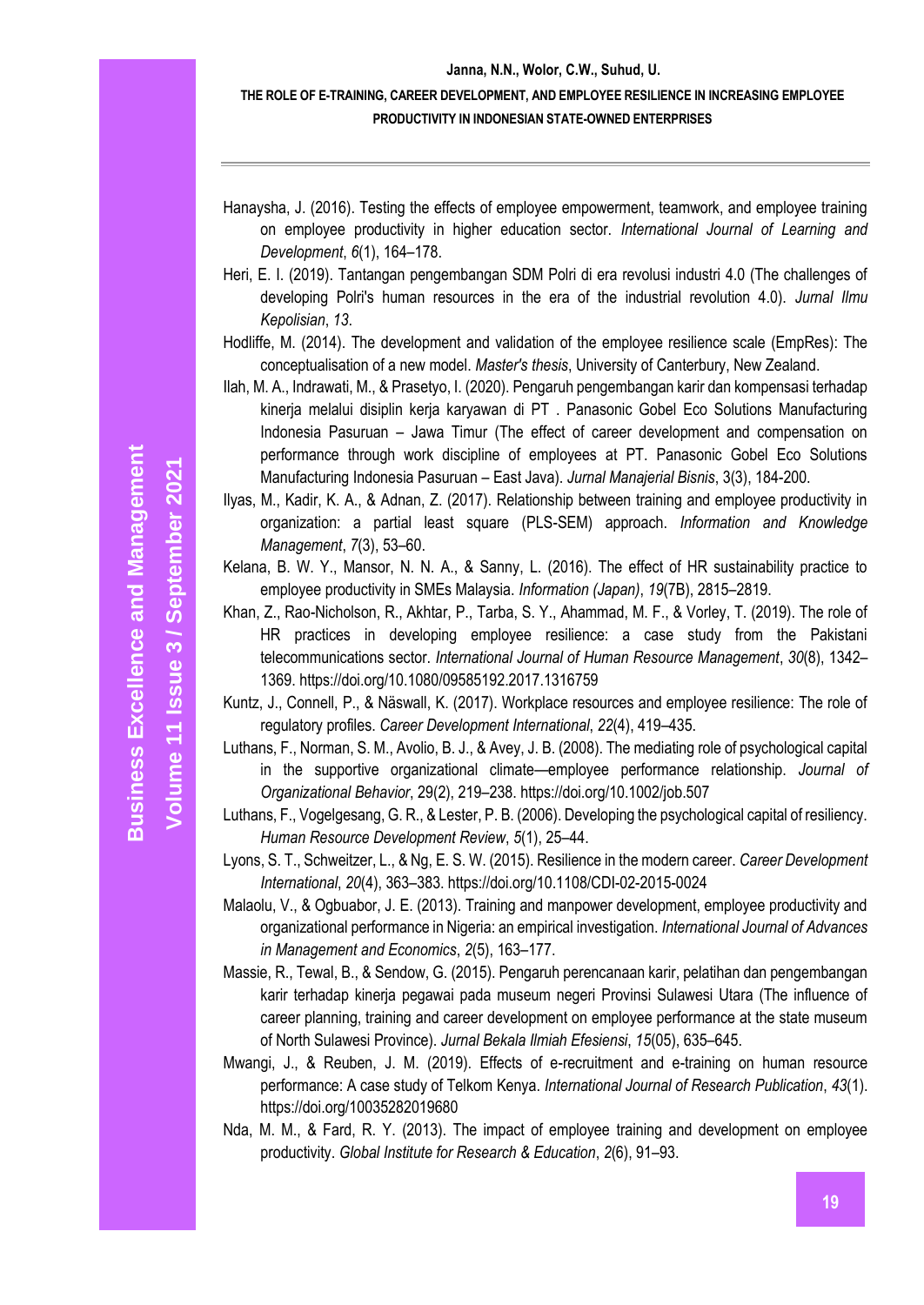Hanaysha, J. (2016). Testing the effects of employee empowerment, teamwork, and employee training on employee productivity in higher education sector. *International Journal of Learning and Development*, *6*(1), 164–178.

Heri, E. I. (2019). Tantangan pengembangan SDM Polri di era revolusi industri 4.0 (The challenges of developing Polri's human resources in the era of the industrial revolution 4.0). *Jurnal Ilmu Kepolisian*, *13*.

Hodliffe, M. (2014). The development and validation of the employee resilience scale (EmpRes): The conceptualisation of a new model. *Master's thesis*, University of Canterbury, New Zealand.

Ilah, M. A., Indrawati, M., & Prasetyo, I. (2020). Pengaruh pengembangan karir dan kompensasi terhadap kinerja melalui disiplin kerja karyawan di PT . Panasonic Gobel Eco Solutions Manufacturing Indonesia Pasuruan – Jawa Timur (The effect of career development and compensation on performance through work discipline of employees at PT. Panasonic Gobel Eco Solutions Manufacturing Indonesia Pasuruan – East Java). *Jurnal Manajerial Bisnis*, 3(3), 184-200.

Ilyas, M., Kadir, K. A., & Adnan, Z. (2017). Relationship between training and employee productivity in organization: a partial least square (PLS-SEM) approach. *Information and Knowledge Management*, *7*(3), 53–60.

Kelana, B. W. Y., Mansor, N. N. A., & Sanny, L. (2016). The effect of HR sustainability practice to employee productivity in SMEs Malaysia. *Information (Japan)*, *19*(7B), 2815–2819.

Khan, Z., Rao-Nicholson, R., Akhtar, P., Tarba, S. Y., Ahammad, M. F., & Vorley, T. (2019). The role of HR practices in developing employee resilience: a case study from the Pakistani telecommunications sector. *International Journal of Human Resource Management*, *30*(8), 1342–1369. https://doi.org/10.1080/09585192.2017.1316759

Kuntz, J., Connell, P., & Näswall, K. (2017). Workplace resources and employee resilience: The role of regulatory profiles. *Career Development International*, *22*(4), 419–435.

Luthans, F., Norman, S. M., Avolio, B. J., & Avey, J. B. (2008). The mediating role of psychological capital in the supportive organizational climate—employee performance relationship. *Journal of Organizational Behavior*, 29(2), 219–238. https://doi.org/10.1002/job.507

Luthans, F., Vogelgesang, G. R., & Lester, P. B. (2006). Developing the psychological capital of resiliency. *Human Resource Development Review*, *5*(1), 25–44.

Lyons, S. T., Schweitzer, L., & Ng, E. S. W. (2015). Resilience in the modern career. *Career Development International*, *20*(4), 363–383. https://doi.org/10.1108/CDI-02-2015-0024

Malaolu, V., & Ogbuabor, J. E. (2013). Training and manpower development, employee productivity and organizational performance in Nigeria: an empirical investigation. *International Journal of Advances in Management and Economics*, *2*(5), 163–177.

Massie, R., Tewal, B., & Sendow, G. (2015). Pengaruh perencanaan karir, pelatihan dan pengembangan karir terhadap kinerja pegawai pada museum negeri Provinsi Sulawesi Utara (The influence of career planning, training and career development on employee performance at the state museum of North Sulawesi Province). *Jurnal Bekala Ilmiah Efesiensi*, *15*(05), 635–645.

Mwangi, J., & Reuben, J. M. (2019). Effects of e-recruitment and e-training on human resource performance: A case study of Telkom Kenya. *International Journal of Research Publication*, *43*(1). https://doi.org/10035282019680

Nda, M. M., & Fard, R. Y. (2013). The impact of employee training and development on employee productivity. *Global Institute for Research & Education*, *2*(6), 91–93.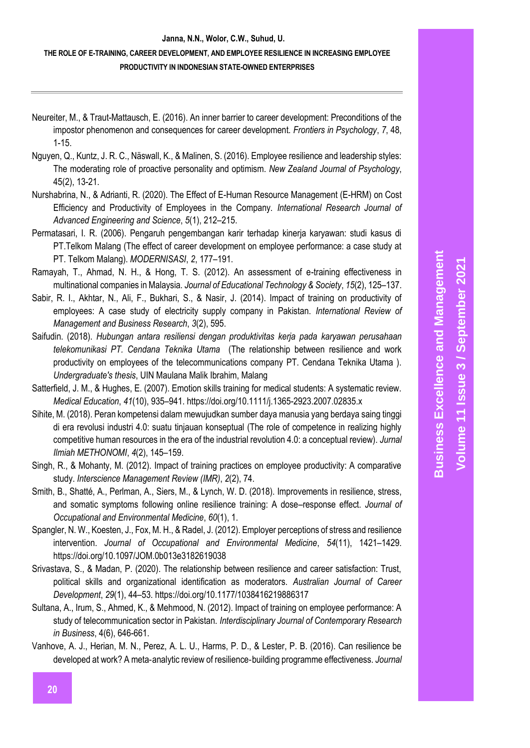Neureiter, M., & Traut-Mattausch, E. (2016). An inner barrier to career development: Preconditions of the impostor phenomenon and consequences for career development. *Frontiers in Psychology*, *7*, 48, 1-15.

Nguyen, Q., Kuntz, J. R. C., Näswall, K., & Malinen, S. (2016). Employee resilience and leadership styles: The moderating role of proactive personality and optimism. *New Zealand Journal of Psychology*, 45(2), 13-21.

Nurshabrina, N., & Adrianti, R. (2020). The Effect of E-Human Resource Management (E-HRM) on Cost Efficiency and Productivity of Employees in the Company. *International Research Journal of Advanced Engineering and Science*, *5*(1), 212–215.

Permatasari, I. R. (2006). Pengaruh pengembangan karir terhadap kinerja karyawan: studi kasus di PT.Telkom Malang (The effect of career development on employee performance: a case study at PT. Telkom Malang). *MODERNISASI*, *2*, 177–191.

Ramayah, T., Ahmad, N. H., & Hong, T. S. (2012). An assessment of e-training effectiveness in multinational companies in Malaysia. *Journal of Educational Technology & Society*, *15*(2), 125–137.

Sabir, R. I., Akhtar, N., Ali, F., Bukhari, S., & Nasir, J. (2014). Impact of training on productivity of employees: A case study of electricity supply company in Pakistan. *International Review of Management and Business Research*, *3*(2), 595.

Saifudin. (2018). *Hubungan antara resiliensi dengan produktivitas kerja pada karyawan perusahaan telekomunikasi PT. Cendana Teknika Utama* (The relationship between resilience and work productivity on employees of the telecommunications company PT. Cendana Teknika Utama ). *Undergraduate's thesis*, UIN Maulana Malik Ibrahim, Malang

Satterfield, J. M., & Hughes, E. (2007). Emotion skills training for medical students: A systematic review. *Medical Education*, *41*(10), 935–941. https://doi.org/10.1111/j.1365-2923.2007.02835.x

Sihite, M. (2018). Peran kompetensi dalam mewujudkan sumber daya manusia yang berdaya saing tinggi di era revolusi industri 4.0: suatu tinjauan konseptual (The role of competence in realizing highly competitive human resources in the era of the industrial revolution 4.0: a conceptual review). *Jurnal Ilmiah METHONOMI*, *4*(2), 145–159.

Singh, R., & Mohanty, M. (2012). Impact of training practices on employee productivity: A comparative study. *Interscience Management Review (IMR)*, *2*(2), 74.

Smith, B., Shatté, A., Perlman, A., Siers, M., & Lynch, W. D. (2018). Improvements in resilience, stress, and somatic symptoms following online resilience training: A dose–response effect. *Journal of Occupational and Environmental Medicine*, *60*(1), 1.

Spangler, N. W., Koesten, J., Fox, M. H., & Radel, J. (2012). Employer perceptions of stress and resilience intervention. *Journal of Occupational and Environmental Medicine*, *54*(11), 1421–1429. https://doi.org/10.1097/JOM.0b013e3182619038

Srivastava, S., & Madan, P. (2020). The relationship between resilience and career satisfaction: Trust, political skills and organizational identification as moderators. *Australian Journal of Career Development*, *29*(1), 44–53. https://doi.org/10.1177/1038416219886317

Sultana, A., Irum, S., Ahmed, K., & Mehmood, N. (2012). Impact of training on employee performance: A study of telecommunication sector in Pakistan. *Interdisciplinary Journal of Contemporary Research in Business*, 4(6), 646-661.

Vanhove, A. J., Herian, M. N., Perez, A. L. U., Harms, P. D., & Lester, P. B. (2016). Can resilience be developed at work? A meta-analytic review of resilience-building programme effectiveness. *Journal*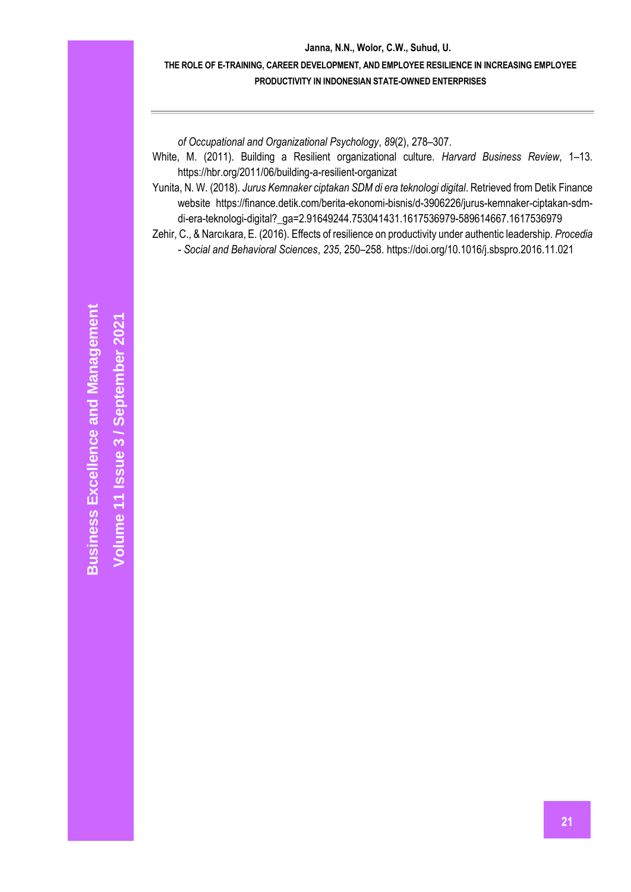*of Occupational and Organizational Psychology*, *89*(2), 278–307.

White, M. (2011). Building a Resilient organizational culture. *Harvard Business Review*, 1–13. https://hbr.org/2011/06/building-a-resilient-organizat

Yunita, N. W. (2018). *Jurus Kemnaker ciptakan SDM di era teknologi digital*. Retrieved from Detik Finance website https://finance.detik.com/berita-ekonomi-bisnis/d-3906226/jurus-kemnaker-ciptakan-sdm-di-era-teknologi-digital?_ga=2.91649244.753041431.1617536979-589614667.1617536979

Zehir, C., & Narcıkara, E. (2016). Effects of resilience on productivity under authentic leadership. *Procedia - Social and Behavioral Sciences*, *235*, 250–258. https://doi.org/10.1016/j.sbspro.2016.11.021